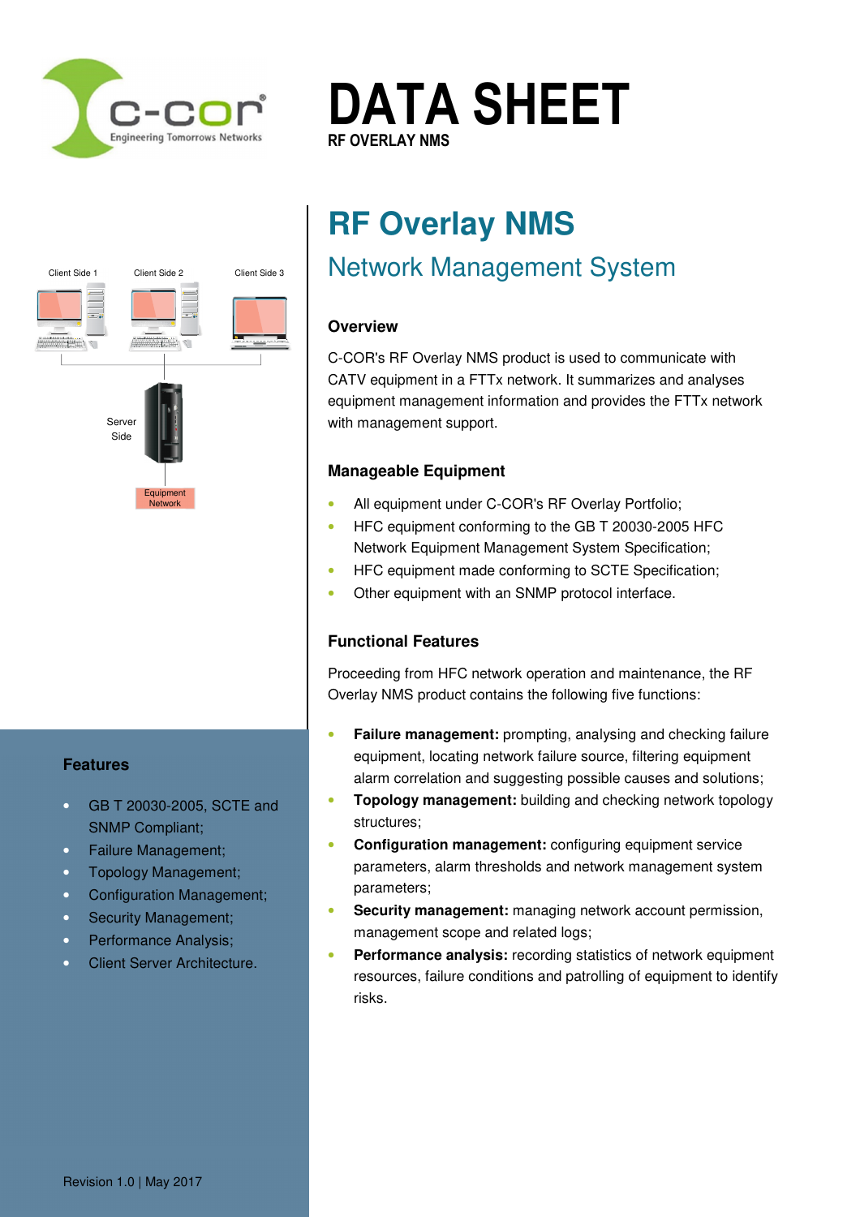# DATA SHEET

RF OVERLAY NMS

# RF Overlay NMS

## Network Management System

### Overview

C-COR's RF Overlay NMS product is used to communicate with CATV equipment in a FTTx network. It summarizes and analyses equipment management information and provides the FTTx network with management support.

### Manageable Equipment

- All equipment under C-COR's RF Overlay Portfolio;
- HFC equipment conforming to the GB T 20030-2005 HFC Network Equipment Management System Specification;
- HFC equipment made conforming to SCTE Specification;
- Other equipment with an SNMP protocol interface.

### Functional Features

Proceeding from HFC network operation and maintenance, the RF Overlay NMS product contains the following five functions:

- **Failure management:** prompting, analysing and checking failure equipment, locating network failure source, filtering equipment alarm correlation and suggesting possible causes and solutions;
- **Topology management:** building and checking network topology structures;
- **Configuration management:** configuring equipment service parameters, alarm thresholds and network management system parameters;
- **Security management:** managing network account permission, management scope and related logs;
- **Performance analysis:** recording statistics of network equipment resources, failure conditions and patrolling of equipment to identify risks.

Client Side 1 | Client Side 2 | Client Side 3

Server Side

Equipment Network

### Features

- GB T 20030-2005, SCTE and SNMP Compliant;
- Failure Management;
- Topology Management;
- Configuration Management;
- Security Management;
- Performance Analysis;
- Client Server Architecture.

Revision 1.0 | May 2017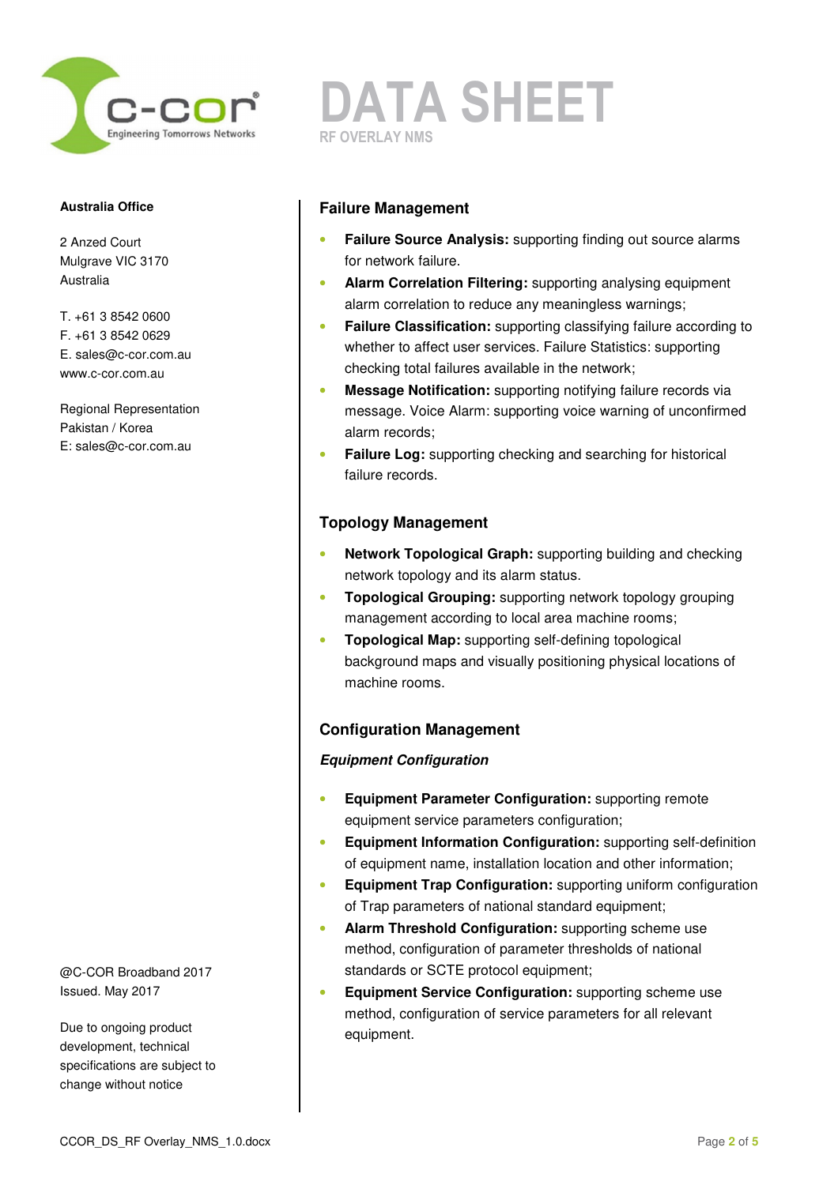# DATA SHEET

RF OVERLAY NMS

**Australia Office**

2 Anzed Court
Mulgrave VIC 3170
Australia

T. +61 3 8542 0600
F. +61 3 8542 0629
E. sales@c-cor.com.au
www.c-cor.com.au

Regional Representation
Pakistan / Korea
E: sales@c-cor.com.au

## Failure Management

- **Failure Source Analysis:** supporting finding out source alarms for network failure.
- **Alarm Correlation Filtering:** supporting analysing equipment alarm correlation to reduce any meaningless warnings;
- **Failure Classification:** supporting classifying failure according to whether to affect user services. Failure Statistics: supporting checking total failures available in the network;
- **Message Notification:** supporting notifying failure records via message. Voice Alarm: supporting voice warning of unconfirmed alarm records;
- **Failure Log:** supporting checking and searching for historical failure records.

## Topology Management

- **Network Topological Graph:** supporting building and checking network topology and its alarm status.
- **Topological Grouping:** supporting network topology grouping management according to local area machine rooms;
- **Topological Map:** supporting self-defining topological background maps and visually positioning physical locations of machine rooms.

## Configuration Management

### *Equipment Configuration*

- **Equipment Parameter Configuration:** supporting remote equipment service parameters configuration;
- **Equipment Information Configuration:** supporting self-definition of equipment name, installation location and other information;
- **Equipment Trap Configuration:** supporting uniform configuration of Trap parameters of national standard equipment;
- **Alarm Threshold Configuration:** supporting scheme use method, configuration of parameter thresholds of national standards or SCTE protocol equipment;
- **Equipment Service Configuration:** supporting scheme use method, configuration of service parameters for all relevant equipment.

@C-COR Broadband 2017
Issued. May 2017

Due to ongoing product development, technical specifications are subject to change without notice

CCOR_DS_RF Overlay_NMS_1.0.docx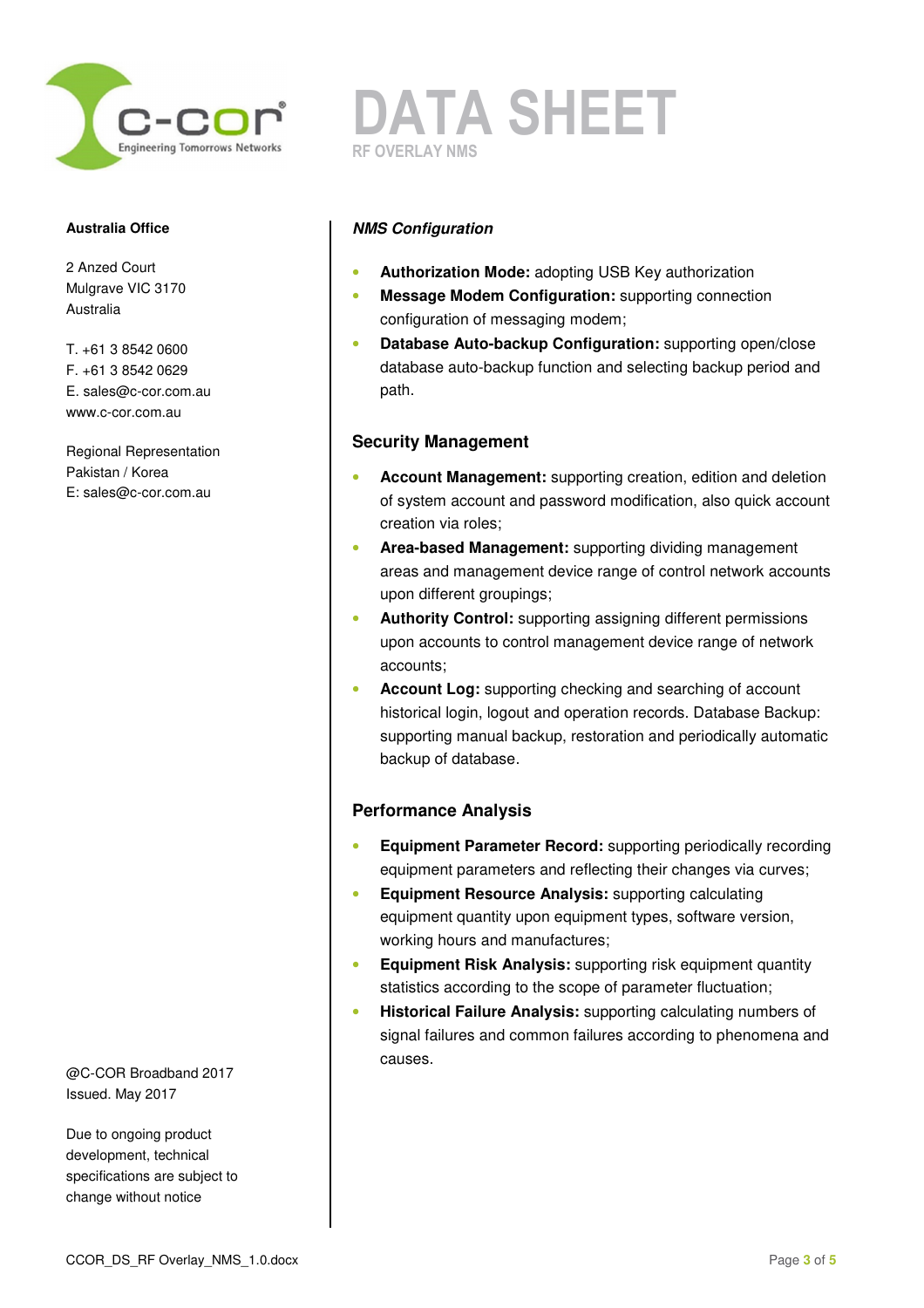# DATA SHEET

RF OVERLAY NMS

**Australia Office**

2 Anzed Court
Mulgrave VIC 3170
Australia

T. +61 3 8542 0600
F. +61 3 8542 0629
E. sales@c-cor.com.au
www.c-cor.com.au

Regional Representation
Pakistan / Korea
E: sales@c-cor.com.au

@C-COR Broadband 2017
Issued. May 2017

Due to ongoing product development, technical specifications are subject to change without notice

### *NMS Configuration*

- **Authorization Mode:** adopting USB Key authorization
- **Message Modem Configuration:** supporting connection configuration of messaging modem;
- **Database Auto-backup Configuration:** supporting open/close database auto-backup function and selecting backup period and path.

### Security Management

- **Account Management:** supporting creation, edition and deletion of system account and password modification, also quick account creation via roles;
- **Area-based Management:** supporting dividing management areas and management device range of control network accounts upon different groupings;
- **Authority Control:** supporting assigning different permissions upon accounts to control management device range of network accounts;
- **Account Log:** supporting checking and searching of account historical login, logout and operation records. Database Backup: supporting manual backup, restoration and periodically automatic backup of database.

### Performance Analysis

- **Equipment Parameter Record:** supporting periodically recording equipment parameters and reflecting their changes via curves;
- **Equipment Resource Analysis:** supporting calculating equipment quantity upon equipment types, software version, working hours and manufactures;
- **Equipment Risk Analysis:** supporting risk equipment quantity statistics according to the scope of parameter fluctuation;
- **Historical Failure Analysis:** supporting calculating numbers of signal failures and common failures according to phenomena and causes.

CCOR_DS_RF Overlay_NMS_1.0.docx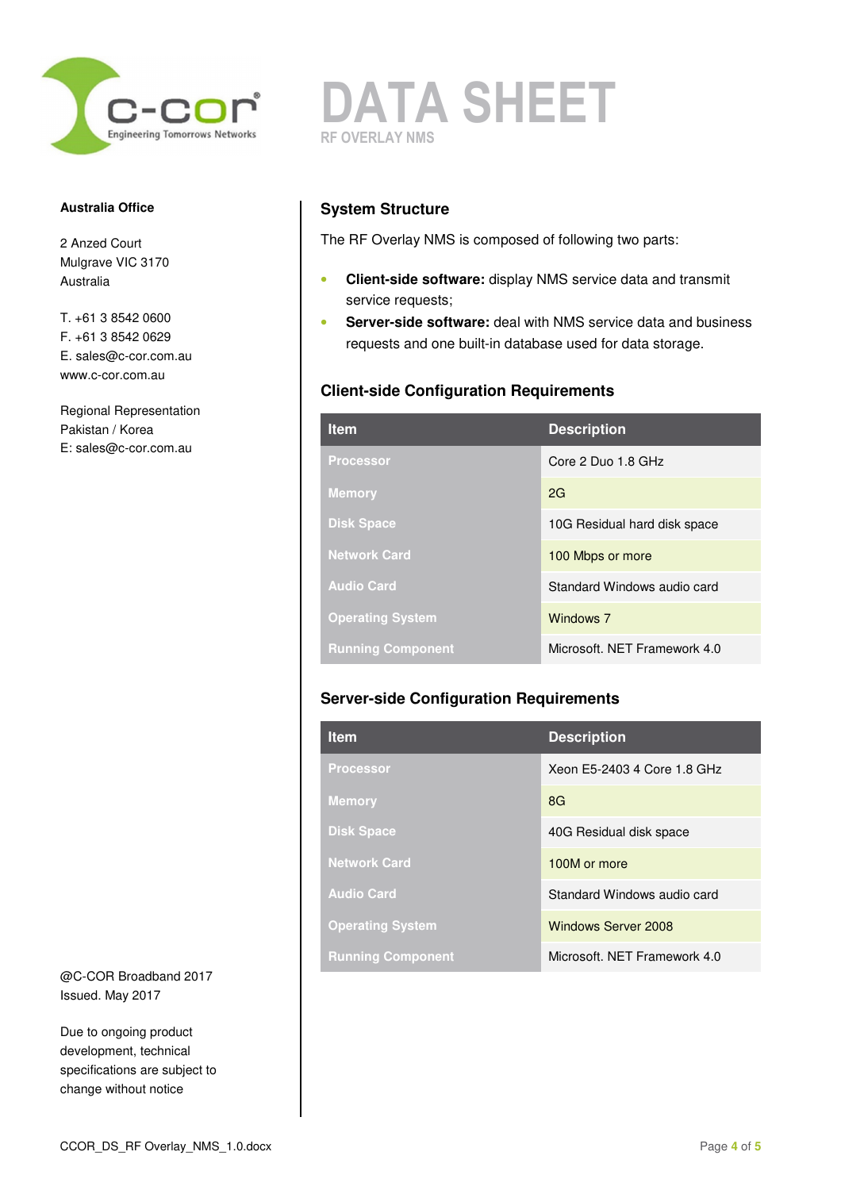# DATA SHEET

RF OVERLAY NMS

**Australia Office**

2 Anzed Court
Mulgrave VIC 3170
Australia

T. +61 3 8542 0600
F. +61 3 8542 0629
E. sales@c-cor.com.au
www.c-cor.com.au

Regional Representation
Pakistan / Korea
E: sales@c-cor.com.au

@C-COR Broadband 2017
Issued. May 2017

Due to ongoing product development, technical specifications are subject to change without notice

## System Structure

The RF Overlay NMS is composed of following two parts:

- **Client-side software:** display NMS service data and transmit service requests;
- **Server-side software:** deal with NMS service data and business requests and one built-in database used for data storage.

## Client-side Configuration Requirements

| Item | Description |
|---|---|
| Processor | Core 2 Duo 1.8 GHz |
| Memory | 2G |
| Disk Space | 10G Residual hard disk space |
| Network Card | 100 Mbps or more |
| Audio Card | Standard Windows audio card |
| Operating System | Windows 7 |
| Running Component | Microsoft. NET Framework 4.0 |

## Server-side Configuration Requirements

| Item | Description |
|---|---|
| Processor | Xeon E5-2403 4 Core 1.8 GHz |
| Memory | 8G |
| Disk Space | 40G Residual disk space |
| Network Card | 100M or more |
| Audio Card | Standard Windows audio card |
| Operating System | Windows Server 2008 |
| Running Component | Microsoft. NET Framework 4.0 |

CCOR_DS_RF Overlay_NMS_1.0.docx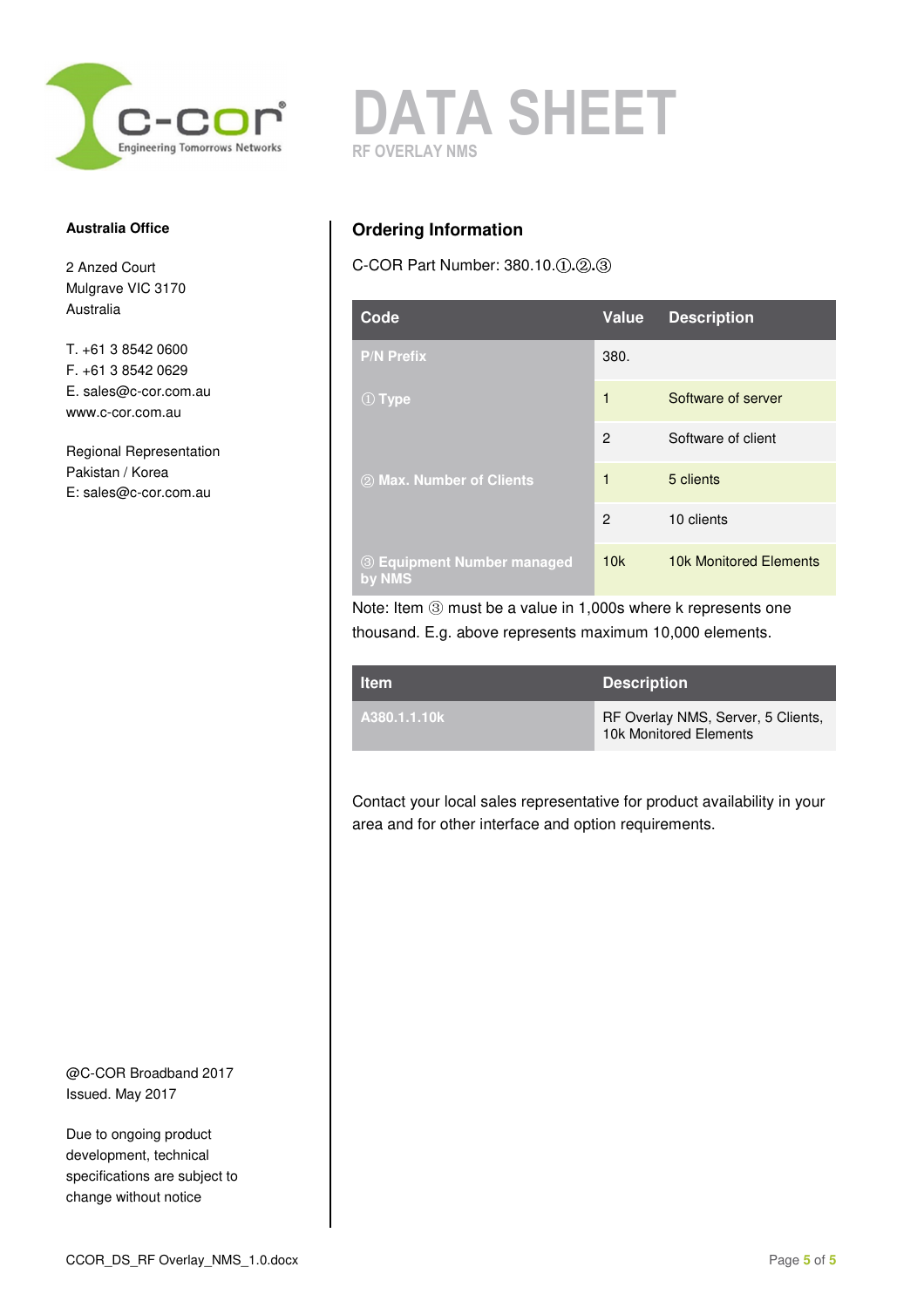# DATA SHEET

RF OVERLAY NMS

**Australia Office**

2 Anzed Court
Mulgrave VIC 3170
Australia

T. +61 3 8542 0600
F. +61 3 8542 0629
E. sales@c-cor.com.au
www.c-cor.com.au

Regional Representation
Pakistan / Korea
E: sales@c-cor.com.au

## Ordering Information

C-COR Part Number: 380.10.①.②.③

| Code | Value | Description |
|---|---|---|
| P/N Prefix | 380. | |
| ① Type | 1 | Software of server |
| | 2 | Software of client |
| ② Max. Number of Clients | 1 | 5 clients |
| | 2 | 10 clients |
| ③ Equipment Number managed by NMS | 10k | 10k Monitored Elements |

Note: Item ③ must be a value in 1,000s where k represents one thousand. E.g. above represents maximum 10,000 elements.

| Item | Description |
|---|---|
| A380.1.1.10k | RF Overlay NMS, Server, 5 Clients, 10k Monitored Elements |

Contact your local sales representative for product availability in your area and for other interface and option requirements.

@C-COR Broadband 2017
Issued. May 2017

Due to ongoing product development, technical specifications are subject to change without notice

CCOR_DS_RF Overlay_NMS_1.0.docx